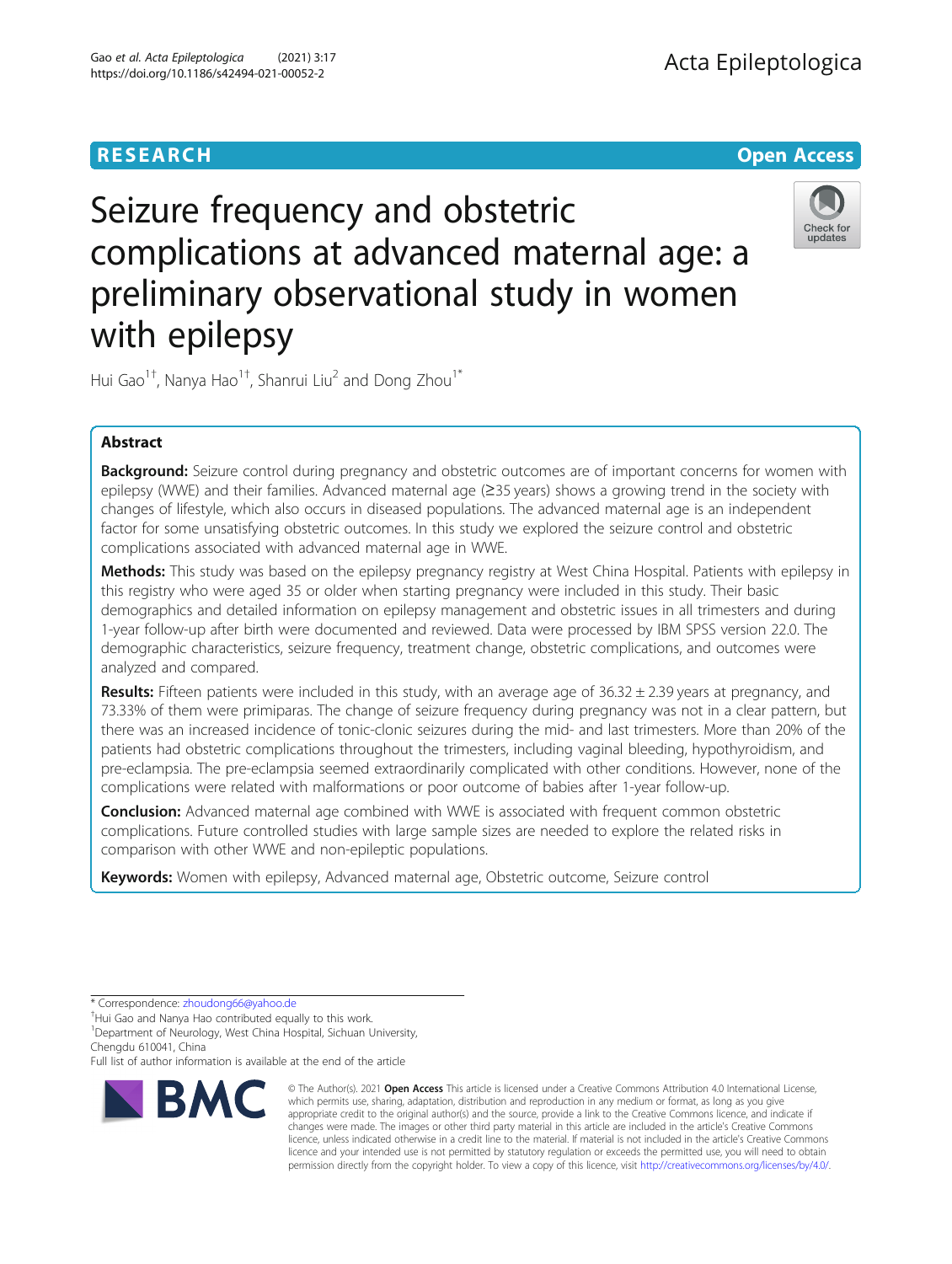RESEARCH Open Access

# Seizure frequency and obstetric complications at advanced maternal age: a preliminary observational study in women with epilepsy

Hui Gao[1†], Nanya Hao[1†], Shanrui Liu[2] and Dong Zhou[1*]

## Abstract

**Background:** Seizure control during pregnancy and obstetric outcomes are of important concerns for women with epilepsy (WWE) and their families. Advanced maternal age (≥35 years) shows a growing trend in the society with changes of lifestyle, which also occurs in diseased populations. The advanced maternal age is an independent factor for some unsatisfying obstetric outcomes. In this study we explored the seizure control and obstetric complications associated with advanced maternal age in WWE.

**Methods:** This study was based on the epilepsy pregnancy registry at West China Hospital. Patients with epilepsy in this registry who were aged 35 or older when starting pregnancy were included in this study. Their basic demographics and detailed information on epilepsy management and obstetric issues in all trimesters and during 1-year follow-up after birth were documented and reviewed. Data were processed by IBM SPSS version 22.0. The demographic characteristics, seizure frequency, treatment change, obstetric complications, and outcomes were analyzed and compared.

**Results:** Fifteen patients were included in this study, with an average age of 36.32 ± 2.39 years at pregnancy, and 73.33% of them were primiparas. The change of seizure frequency during pregnancy was not in a clear pattern, but there was an increased incidence of tonic-clonic seizures during the mid- and last trimesters. More than 20% of the patients had obstetric complications throughout the trimesters, including vaginal bleeding, hypothyroidism, and pre-eclampsia. The pre-eclampsia seemed extraordinarily complicated with other conditions. However, none of the complications were related with malformations or poor outcome of babies after 1-year follow-up.

**Conclusion:** Advanced maternal age combined with WWE is associated with frequent common obstetric complications. Future controlled studies with large sample sizes are needed to explore the related risks in comparison with other WWE and non-epileptic populations.

**Keywords:** Women with epilepsy, Advanced maternal age, Obstetric outcome, Seizure control

---

* Correspondence: zhoudong66@yahoo.de
†Hui Gao and Nanya Hao contributed equally to this work.
[1]Department of Neurology, West China Hospital, Sichuan University, Chengdu 610041, China
Full list of author information is available at the end of the article

© The Author(s). 2021 **Open Access** This article is licensed under a Creative Commons Attribution 4.0 International License, which permits use, sharing, adaptation, distribution and reproduction in any medium or format, as long as you give appropriate credit to the original author(s) and the source, provide a link to the Creative Commons licence, and indicate if changes were made. The images or other third party material in this article are included in the article's Creative Commons licence, unless indicated otherwise in a credit line to the material. If material is not included in the article's Creative Commons licence and your intended use is not permitted by statutory regulation or exceeds the permitted use, you will need to obtain permission directly from the copyright holder. To view a copy of this licence, visit http://creativecommons.org/licenses/by/4.0/.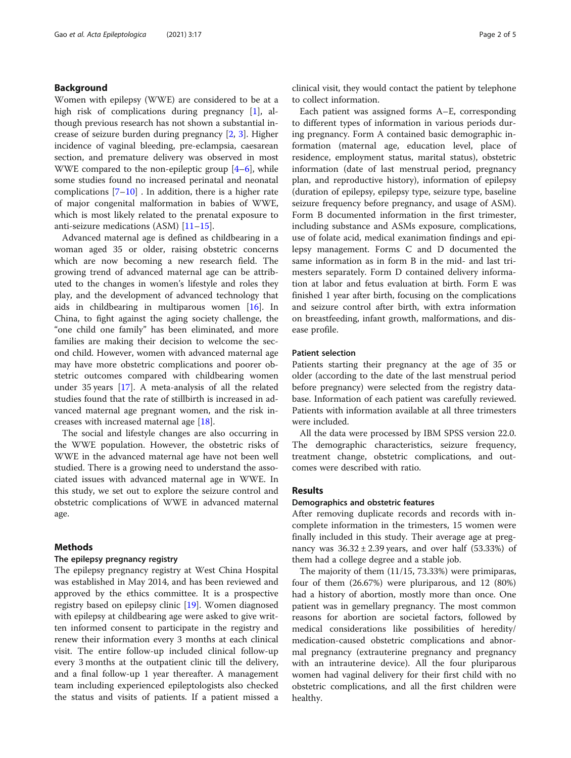## Background

Women with epilepsy (WWE) are considered to be at a high risk of complications during pregnancy [1], although previous research has not shown a substantial increase of seizure burden during pregnancy [2, 3]. Higher incidence of vaginal bleeding, pre-eclampsia, caesarean section, and premature delivery was observed in most WWE compared to the non-epileptic group [4–6], while some studies found no increased perinatal and neonatal complications [7–10] . In addition, there is a higher rate of major congenital malformation in babies of WWE, which is most likely related to the prenatal exposure to anti-seizure medications (ASM) [11–15].

Advanced maternal age is defined as childbearing in a woman aged 35 or older, raising obstetric concerns which are now becoming a new research field. The growing trend of advanced maternal age can be attributed to the changes in women's lifestyle and roles they play, and the development of advanced technology that aids in childbearing in multiparous women [16]. In China, to fight against the aging society challenge, the "one child one family" has been eliminated, and more families are making their decision to welcome the second child. However, women with advanced maternal age may have more obstetric complications and poorer obstetric outcomes compared with childbearing women under 35 years [17]. A meta-analysis of all the related studies found that the rate of stillbirth is increased in advanced maternal age pregnant women, and the risk increases with increased maternal age [18].

The social and lifestyle changes are also occurring in the WWE population. However, the obstetric risks of WWE in the advanced maternal age have not been well studied. There is a growing need to understand the associated issues with advanced maternal age in WWE. In this study, we set out to explore the seizure control and obstetric complications of WWE in advanced maternal age.

## Methods

### The epilepsy pregnancy registry

The epilepsy pregnancy registry at West China Hospital was established in May 2014, and has been reviewed and approved by the ethics committee. It is a prospective registry based on epilepsy clinic [19]. Women diagnosed with epilepsy at childbearing age were asked to give written informed consent to participate in the registry and renew their information every 3 months at each clinical visit. The entire follow-up included clinical follow-up every 3 months at the outpatient clinic till the delivery, and a final follow-up 1 year thereafter. A management team including experienced epileptologists also checked the status and visits of patients. If a patient missed a clinical visit, they would contact the patient by telephone to collect information.

Each patient was assigned forms A–E, corresponding to different types of information in various periods during pregnancy. Form A contained basic demographic information (maternal age, education level, place of residence, employment status, marital status), obstetric information (date of last menstrual period, pregnancy plan, and reproductive history), information of epilepsy (duration of epilepsy, epilepsy type, seizure type, baseline seizure frequency before pregnancy, and usage of ASM). Form B documented information in the first trimester, including substance and ASMs exposure, complications, use of folate acid, medical examination findings and epilepsy management. Forms C and D documented the same information as in form B in the mid- and last trimesters separately. Form D contained delivery information at labor and fetus evaluation at birth. Form E was finished 1 year after birth, focusing on the complications and seizure control after birth, with extra information on breastfeeding, infant growth, malformations, and disease profile.

### Patient selection

Patients starting their pregnancy at the age of 35 or older (according to the date of the last menstrual period before pregnancy) were selected from the registry database. Information of each patient was carefully reviewed. Patients with information available at all three trimesters were included.

All the data were processed by IBM SPSS version 22.0. The demographic characteristics, seizure frequency, treatment change, obstetric complications, and outcomes were described with ratio.

## Results

### Demographics and obstetric features

After removing duplicate records and records with incomplete information in the trimesters, 15 women were finally included in this study. Their average age at pregnancy was $36.32 \pm 2.39$ years, and over half (53.33%) of them had a college degree and a stable job.

The majority of them (11/15, 73.33%) were primiparas, four of them (26.67%) were pluriparous, and 12 (80%) had a history of abortion, mostly more than once. One patient was in gemellary pregnancy. The most common reasons for abortion are societal factors, followed by medical considerations like possibilities of heredity/medication-caused obstetric complications and abnormal pregnancy (extrauterine pregnancy and pregnancy with an intrauterine device). All the four pluriparous women had vaginal delivery for their first child with no obstetric complications, and all the first children were healthy.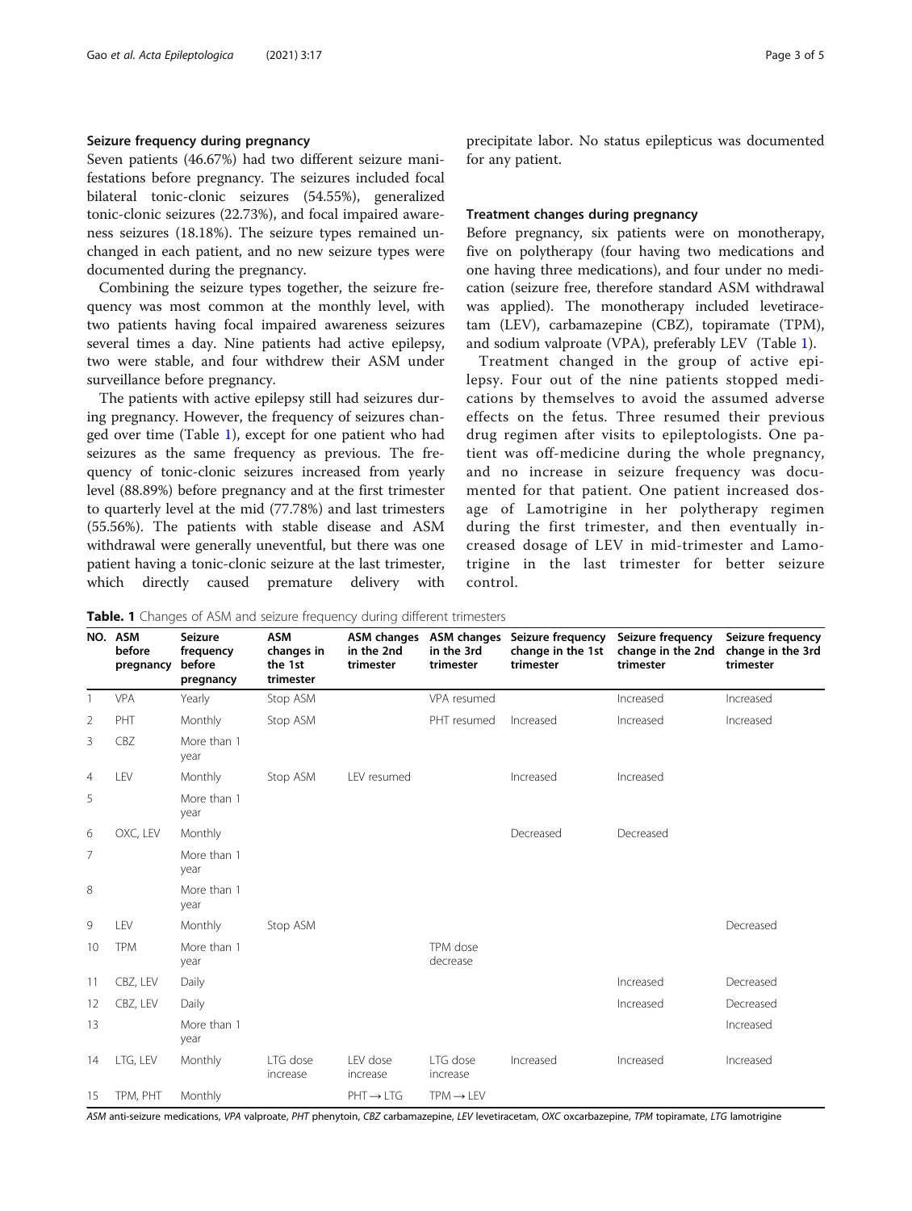## Seizure frequency during pregnancy

Seven patients (46.67%) had two different seizure manifestations before pregnancy. The seizures included focal bilateral tonic-clonic seizures (54.55%), generalized tonic-clonic seizures (22.73%), and focal impaired awareness seizures (18.18%). The seizure types remained unchanged in each patient, and no new seizure types were documented during the pregnancy.

Combining the seizure types together, the seizure frequency was most common at the monthly level, with two patients having focal impaired awareness seizures several times a day. Nine patients had active epilepsy, two were stable, and four withdrew their ASM under surveillance before pregnancy.

The patients with active epilepsy still had seizures during pregnancy. However, the frequency of seizures changed over time (Table 1), except for one patient who had seizures as the same frequency as previous. The frequency of tonic-clonic seizures increased from yearly level (88.89%) before pregnancy and at the first trimester to quarterly level at the mid (77.78%) and last trimesters (55.56%). The patients with stable disease and ASM withdrawal were generally uneventful, but there was one patient having a tonic-clonic seizure at the last trimester, which directly caused premature delivery with precipitate labor. No status epilepticus was documented for any patient.

## Treatment changes during pregnancy

Before pregnancy, six patients were on monotherapy, five on polytherapy (four having two medications and one having three medications), and four under no medication (seizure free, therefore standard ASM withdrawal was applied). The monotherapy included levetiracetam (LEV), carbamazepine (CBZ), topiramate (TPM), and sodium valproate (VPA), preferably LEV (Table 1).

Treatment changed in the group of active epilepsy. Four out of the nine patients stopped medications by themselves to avoid the assumed adverse effects on the fetus. Three resumed their previous drug regimen after visits to epileptologists. One patient was off-medicine during the whole pregnancy, and no increase in seizure frequency was documented for that patient. One patient increased dosage of Lamotrigine in her polytherapy regimen during the first trimester, and then eventually increased dosage of LEV in mid-trimester and Lamotrigine in the last trimester for better seizure control.

**Table. 1** Changes of ASM and seizure frequency during different trimesters

| NO. | ASM before pregnancy | Seizure frequency before pregnancy | ASM changes in the 1st trimester | ASM changes in the 2nd trimester | ASM changes in the 3rd trimester | Seizure frequency change in the 1st trimester | Seizure frequency change in the 2nd trimester | Seizure frequency change in the 3rd trimester |
|---|---|---|---|---|---|---|---|---|
| 1 | VPA | Yearly | Stop ASM | | VPA resumed | | Increased | Increased |
| 2 | PHT | Monthly | Stop ASM | | PHT resumed | Increased | Increased | Increased |
| 3 | CBZ | More than 1 year | | | | | | |
| 4 | LEV | Monthly | Stop ASM | LEV resumed | | Increased | Increased | |
| 5 | | More than 1 year | | | | | | |
| 6 | OXC, LEV | Monthly | | | | Decreased | Decreased | |
| 7 | | More than 1 year | | | | | | |
| 8 | | More than 1 year | | | | | | |
| 9 | LEV | Monthly | Stop ASM | | | | | Decreased |
| 10 | TPM | More than 1 year | | | TPM dose decrease | | | |
| 11 | CBZ, LEV | Daily | | | | | Increased | Decreased |
| 12 | CBZ, LEV | Daily | | | | | Increased | Decreased |
| 13 | | More than 1 year | | | | | | Increased |
| 14 | LTG, LEV | Monthly | LTG dose increase | LEV dose increase | LTG dose increase | Increased | Increased | Increased |
| 15 | TPM, PHT | Monthly | | PHT → LTG | TPM → LEV | | | |

*ASM* anti-seizure medications, *VPA* valproate, *PHT* phenytoin, *CBZ* carbamazepine, *LEV* levetiracetam, *OXC* oxcarbazepine, *TPM* topiramate, *LTG* lamotrigine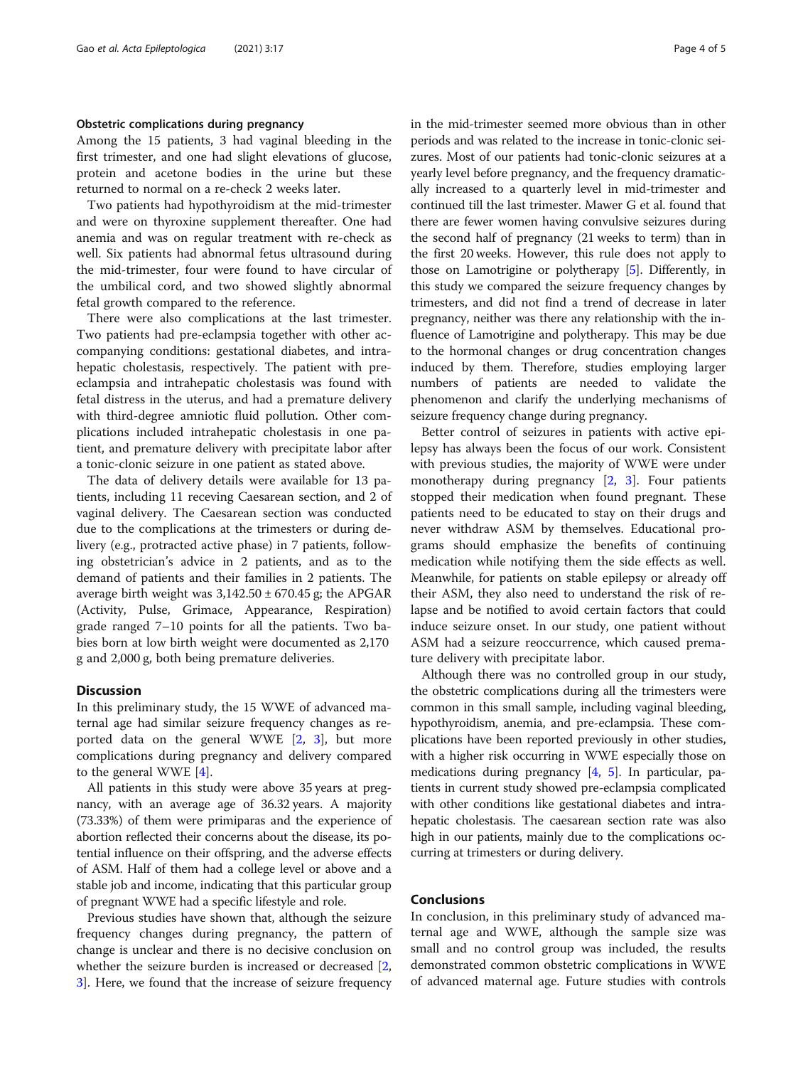#### Obstetric complications during pregnancy

Among the 15 patients, 3 had vaginal bleeding in the first trimester, and one had slight elevations of glucose, protein and acetone bodies in the urine but these returned to normal on a re-check 2 weeks later.

Two patients had hypothyroidism at the mid-trimester and were on thyroxine supplement thereafter. One had anemia and was on regular treatment with re-check as well. Six patients had abnormal fetus ultrasound during the mid-trimester, four were found to have circular of the umbilical cord, and two showed slightly abnormal fetal growth compared to the reference.

There were also complications at the last trimester. Two patients had pre-eclampsia together with other accompanying conditions: gestational diabetes, and intrahepatic cholestasis, respectively. The patient with pre-eclampsia and intrahepatic cholestasis was found with fetal distress in the uterus, and had a premature delivery with third-degree amniotic fluid pollution. Other complications included intrahepatic cholestasis in one patient, and premature delivery with precipitate labor after a tonic-clonic seizure in one patient as stated above.

The data of delivery details were available for 13 patients, including 11 receving Caesarean section, and 2 of vaginal delivery. The Caesarean section was conducted due to the complications at the trimesters or during delivery (e.g., protracted active phase) in 7 patients, following obstetrician's advice in 2 patients, and as to the demand of patients and their families in 2 patients. The average birth weight was $3,142.50 \pm 670.45$ g; the APGAR (Activity, Pulse, Grimace, Appearance, Respiration) grade ranged 7–10 points for all the patients. Two babies born at low birth weight were documented as 2,170 g and 2,000 g, both being premature deliveries.

## Discussion

In this preliminary study, the 15 WWE of advanced maternal age had similar seizure frequency changes as reported data on the general WWE [2, 3], but more complications during pregnancy and delivery compared to the general WWE [4].

All patients in this study were above 35 years at pregnancy, with an average age of 36.32 years. A majority (73.33%) of them were primiparas and the experience of abortion reflected their concerns about the disease, its potential influence on their offspring, and the adverse effects of ASM. Half of them had a college level or above and a stable job and income, indicating that this particular group of pregnant WWE had a specific lifestyle and role.

Previous studies have shown that, although the seizure frequency changes during pregnancy, the pattern of change is unclear and there is no decisive conclusion on whether the seizure burden is increased or decreased [2, 3]. Here, we found that the increase of seizure frequency in the mid-trimester seemed more obvious than in other periods and was related to the increase in tonic-clonic seizures. Most of our patients had tonic-clonic seizures at a yearly level before pregnancy, and the frequency dramatically increased to a quarterly level in mid-trimester and continued till the last trimester. Mawer G et al. found that there are fewer women having convulsive seizures during the second half of pregnancy (21 weeks to term) than in the first 20 weeks. However, this rule does not apply to those on Lamotrigine or polytherapy [5]. Differently, in this study we compared the seizure frequency changes by trimesters, and did not find a trend of decrease in later pregnancy, neither was there any relationship with the influence of Lamotrigine and polytherapy. This may be due to the hormonal changes or drug concentration changes induced by them. Therefore, studies employing larger numbers of patients are needed to validate the phenomenon and clarify the underlying mechanisms of seizure frequency change during pregnancy.

Better control of seizures in patients with active epilepsy has always been the focus of our work. Consistent with previous studies, the majority of WWE were under monotherapy during pregnancy [2, 3]. Four patients stopped their medication when found pregnant. These patients need to be educated to stay on their drugs and never withdraw ASM by themselves. Educational programs should emphasize the benefits of continuing medication while notifying them the side effects as well. Meanwhile, for patients on stable epilepsy or already off their ASM, they also need to understand the risk of relapse and be notified to avoid certain factors that could induce seizure onset. In our study, one patient without ASM had a seizure reoccurrence, which caused premature delivery with precipitate labor.

Although there was no controlled group in our study, the obstetric complications during all the trimesters were common in this small sample, including vaginal bleeding, hypothyroidism, anemia, and pre-eclampsia. These complications have been reported previously in other studies, with a higher risk occurring in WWE especially those on medications during pregnancy [4, 5]. In particular, patients in current study showed pre-eclampsia complicated with other conditions like gestational diabetes and intrahepatic cholestasis. The caesarean section rate was also high in our patients, mainly due to the complications occurring at trimesters or during delivery.

## Conclusions

In conclusion, in this preliminary study of advanced maternal age and WWE, although the sample size was small and no control group was included, the results demonstrated common obstetric complications in WWE of advanced maternal age. Future studies with controls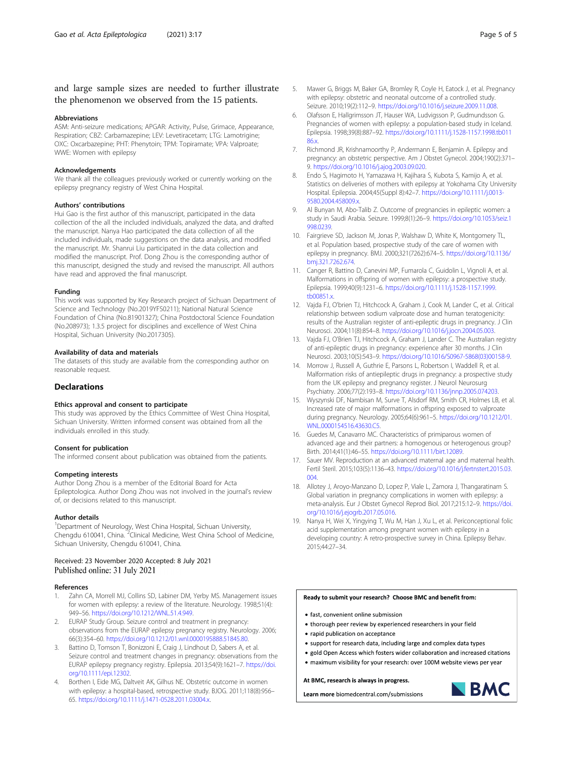and large sample sizes are needed to further illustrate the phenomenon we observed from the 15 patients.

### Abbreviations

ASM: Anti-seizure medications; APGAR: Activity, Pulse, Grimace, Appearance, Respiration; CBZ: Carbamazepine; LEV: Levetiracetam; LTG: Lamotrigine; OXC: Oxcarbazepine; PHT: Phenytoin; TPM: Topiramate; VPA: Valproate; WWE: Women with epilepsy

### Acknowledgements

We thank all the colleagues previously worked or currently working on the epilepsy pregnancy registry of West China Hospital.

### Authors' contributions

Hui Gao is the first author of this manuscript, participated in the data collection of the all the included individuals, analyzed the data, and drafted the manuscript. Nanya Hao participated the data collection of all the included individuals, made suggestions on the data analysis, and modified the manuscript. Mr. Shanrui Liu participated in the data collection and modified the manuscript. Prof. Dong Zhou is the corresponding author of this manuscript, designed the study and revised the manuscript. All authors have read and approved the final manuscript.

### Funding

This work was supported by Key Research project of Sichuan Department of Science and Technology (No.2019YFS0211); National Natural Science Foundation of China (No.81901327); China Postdoctoral Science Foundation (No.208973); 1.3.5 project for disciplines and excellence of West China Hospital, Sichuan University (No.2017305).

### Availability of data and materials

The datasets of this study are available from the corresponding author on reasonable request.

## Declarations

### Ethics approval and consent to participate

This study was approved by the Ethics Committee of West China Hospital, Sichuan University. Written informed consent was obtained from all the individuals enrolled in this study.

### Consent for publication

The informed consent about publication was obtained from the patients.

### Competing interests

Author Dong Zhou is a member of the Editorial Board for Acta Epileptologica. Author Dong Zhou was not involved in the journal's review of, or decisions related to this manuscript.

### Author details

[1]Department of Neurology, West China Hospital, Sichuan University, Chengdu 610041, China. [2]Clinical Medicine, West China School of Medicine, Sichuan University, Chengdu 610041, China.

Received: 23 November 2020 Accepted: 8 July 2021
Published online: 31 July 2021

### References

1. Zahn CA, Morrell MJ, Collins SD, Labiner DM, Yerby MS. Management issues for women with epilepsy: a review of the literature. Neurology. 1998;51(4):949–56. https://doi.org/10.1212/WNL.51.4.949.
2. EURAP Study Group. Seizure control and treatment in pregnancy: observations from the EURAP epilepsy pregnancy registry. Neurology. 2006;66(3):354–60. https://doi.org/10.1212/01.wnl.0000195888.51845.80.
3. Battino D, Tomson T, Bonizzoni E, Craig J, Lindhout D, Sabers A, et al. Seizure control and treatment changes in pregnancy: observations from the EURAP epilepsy pregnancy registry. Epilepsia. 2013;54(9):1621–7. https://doi.org/10.1111/epi.12302.
4. Borthen I, Eide MG, Daltveit AK, Gilhus NE. Obstetric outcome in women with epilepsy: a hospital-based, retrospective study. BJOG. 2011;118(8):956–65. https://doi.org/10.1111/j.1471-0528.2011.03004.x.
5. Mawer G, Briggs M, Baker GA, Bromley R, Coyle H, Eatock J, et al. Pregnancy with epilepsy: obstetric and neonatal outcome of a controlled study. Seizure. 2010;19(2):112–9. https://doi.org/10.1016/j.seizure.2009.11.008.
6. Olafsson E, Hallgrimsson JT, Hauser WA, Ludvigsson P, Gudmundsson G. Pregnancies of women with epilepsy: a population-based study in Iceland. Epilepsia. 1998;39(8):887–92. https://doi.org/10.1111/j.1528-1157.1998.tb01186.x.
7. Richmond JR, Krishnamoorthy P, Andermann E, Benjamin A. Epilepsy and pregnancy: an obstetric perspective. Am J Obstet Gynecol. 2004;190(2):371–9. https://doi.org/10.1016/j.ajog.2003.09.020.
8. Endo S, Hagimoto H, Yamazawa H, Kajihara S, Kubota S, Kamijo A, et al. Statistics on deliveries of mothers with epilepsy at Yokohama City University Hospital. Epilepsia. 2004;45(Suppl 8):42–7. https://doi.org/10.1111/j.0013-9580.2004.458009.x.
9. Al Bunyan M, Abo-Talib Z. Outcome of pregnancies in epileptic women: a study in Saudi Arabia. Seizure. 1999;8(1):26–9. https://doi.org/10.1053/seiz.1998.0239.
10. Fairgrieve SD, Jackson M, Jonas P, Walshaw D, White K, Montgomery TL, et al. Population based, prospective study of the care of women with epilepsy in pregnancy. BMJ. 2000;321(7262):674–5. https://doi.org/10.1136/bmj.321.7262.674.
11. Canger R, Battino D, Canevini MP, Fumarola C, Guidolin L, Vignoli A, et al. Malformations in offspring of women with epilepsy: a prospective study. Epilepsia. 1999;40(9):1231–6. https://doi.org/10.1111/j.1528-1157.1999.tb00851.x.
12. Vajda FJ, O'brien TJ, Hitchcock A, Graham J, Cook M, Lander C, et al. Critical relationship between sodium valproate dose and human teratogenicity: results of the Australian register of anti-epileptic drugs in pregnancy. J Clin Neurosci. 2004;11(8):854–8. https://doi.org/10.1016/j.jocn.2004.05.003.
13. Vajda FJ, O'Brien TJ, Hitchcock A, Graham J, Lander C. The Australian registry of anti-epileptic drugs in pregnancy: experience after 30 months. J Clin Neurosci. 2003;10(5):543–9. https://doi.org/10.1016/S0967-5868(03)00158-9.
14. Morrow J, Russell A, Guthrie E, Parsons L, Robertson I, Waddell R, et al. Malformation risks of antiepileptic drugs in pregnancy: a prospective study from the UK epilepsy and pregnancy register. J Neurol Neurosurg Psychiatry. 2006;77(2):193–8. https://doi.org/10.1136/jnnp.2005.074203.
15. Wyszynski DF, Nambisan M, Surve T, Alsdorf RM, Smith CR, Holmes LB, et al. Increased rate of major malformations in offspring exposed to valproate during pregnancy. Neurology. 2005;64(6):961–5. https://doi.org/10.1212/01.WNL.0000154516.43630.C5.
16. Guedes M, Canavarro MC. Characteristics of primiparous women of advanced age and their partners: a homogenous or heterogenous group? Birth. 2014;41(1):46–55. https://doi.org/10.1111/birt.12089.
17. Sauer MV. Reproduction at an advanced maternal age and maternal health. Fertil Steril. 2015;103(5):1136–43. https://doi.org/10.1016/j.fertnstert.2015.03.004.
18. Allotey J, Aroyo-Manzano D, Lopez P, Viale L, Zamora J, Thangaratinam S. Global variation in pregnancy complications in women with epilepsy: a meta-analysis. Eur J Obstet Gynecol Reprod Biol. 2017;215:12–9. https://doi.org/10.1016/j.ejogrb.2017.05.016.
19. Nanya H, Wei X, Yingying T, Wu M, Han J, Xu L, et al. Periconceptional folic acid supplementation among pregnant women with epilepsy in a developing country: A retro-prospective survey in China. Epilepsy Behav. 2015;44:27–34.